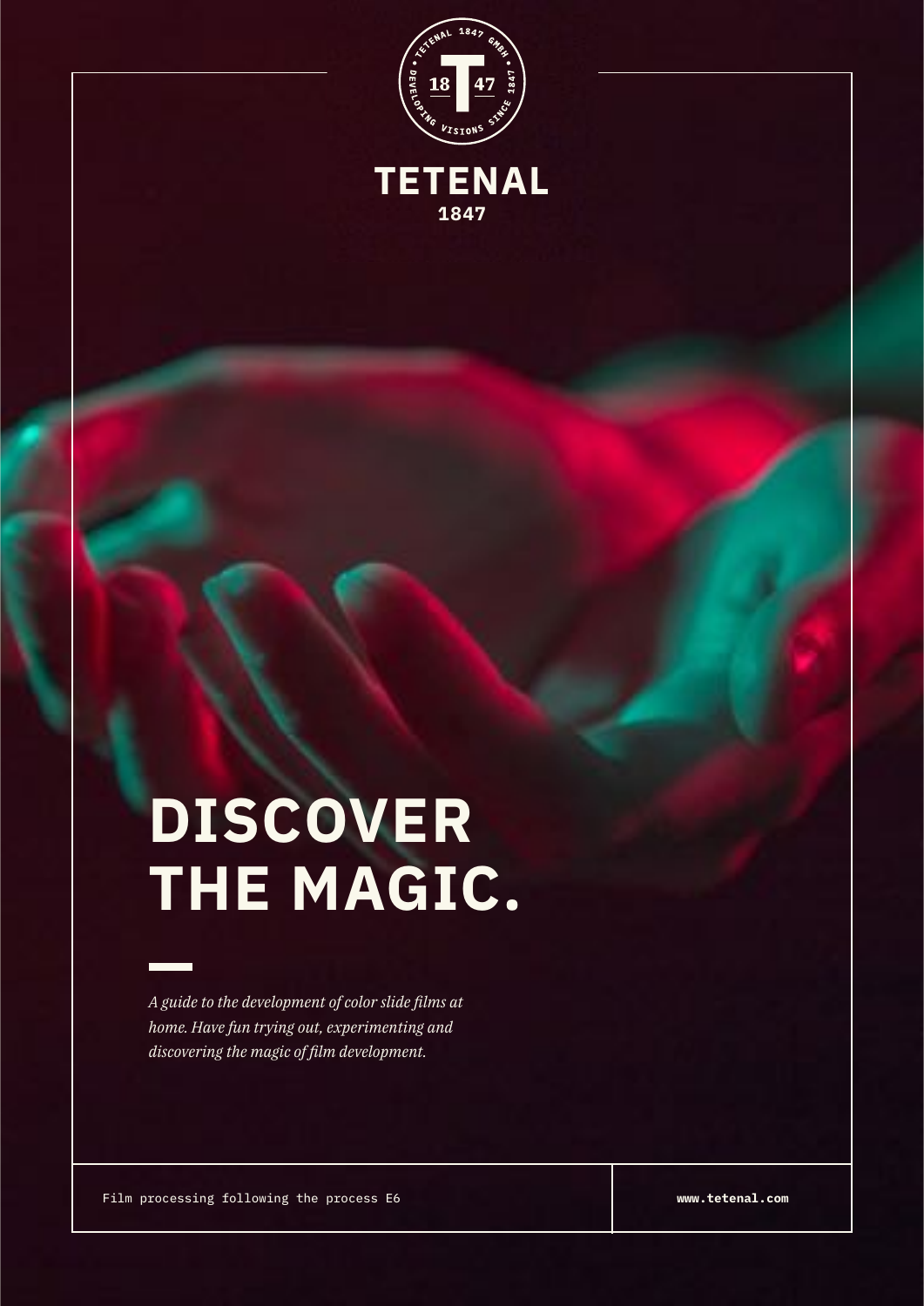TETENAL

1847

# DISCOVER THE MAGIC.

*A guide to the development of color slide films at home. Have fun trying out, experimenting and discovering the magic of film development.*

Film processing following the process E6

**www.tetenal.com**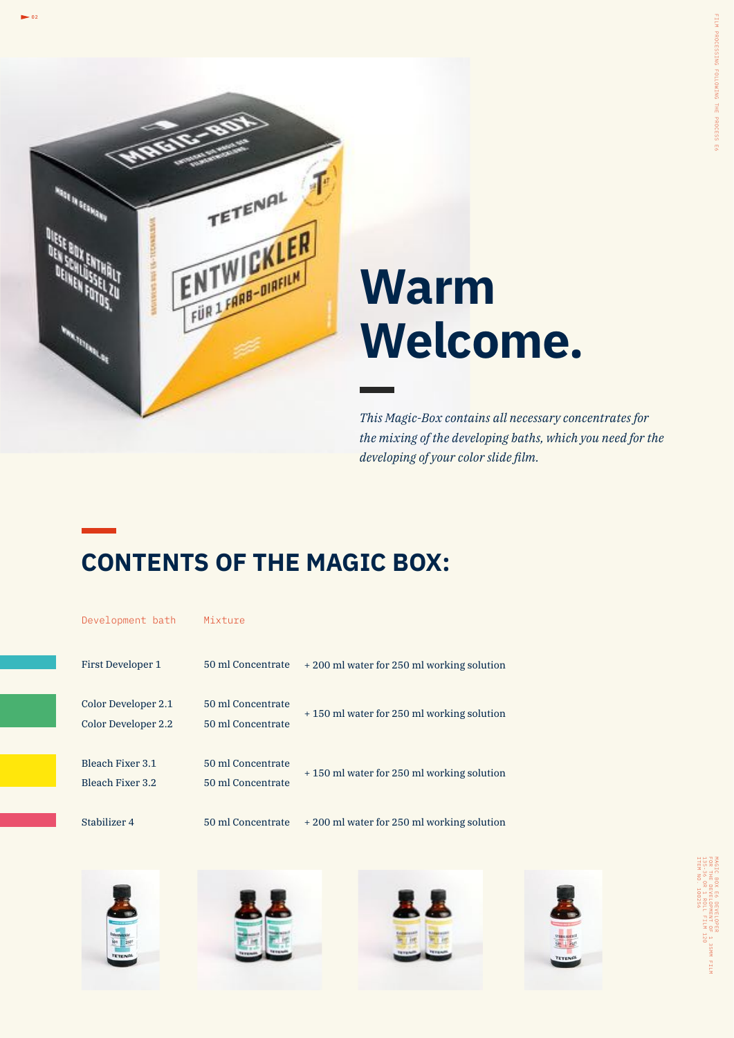# Warm Welcome.

*This Magic-Box contains all necessary concentrates for the mixing of the developing baths, which you need for the developing of your color slide film.*

## CONTENTS OF THE MAGIC BOX:

| Development bath | Mixture | |
|---|---|---|
| First Developer 1 | 50 ml Concentrate | + 200 ml water for 250 ml working solution |
| Color Developer 2.1 | 50 ml Concentrate | + 150 ml water for 250 ml working solution |
| Color Developer 2.2 | 50 ml Concentrate | |
| Bleach Fixer 3.1 | 50 ml Concentrate | + 150 ml water for 250 ml working solution |
| Bleach Fixer 3.2 | 50 ml Concentrate | |
| Stabilizer 4 | 50 ml Concentrate | + 200 ml water for 250 ml working solution |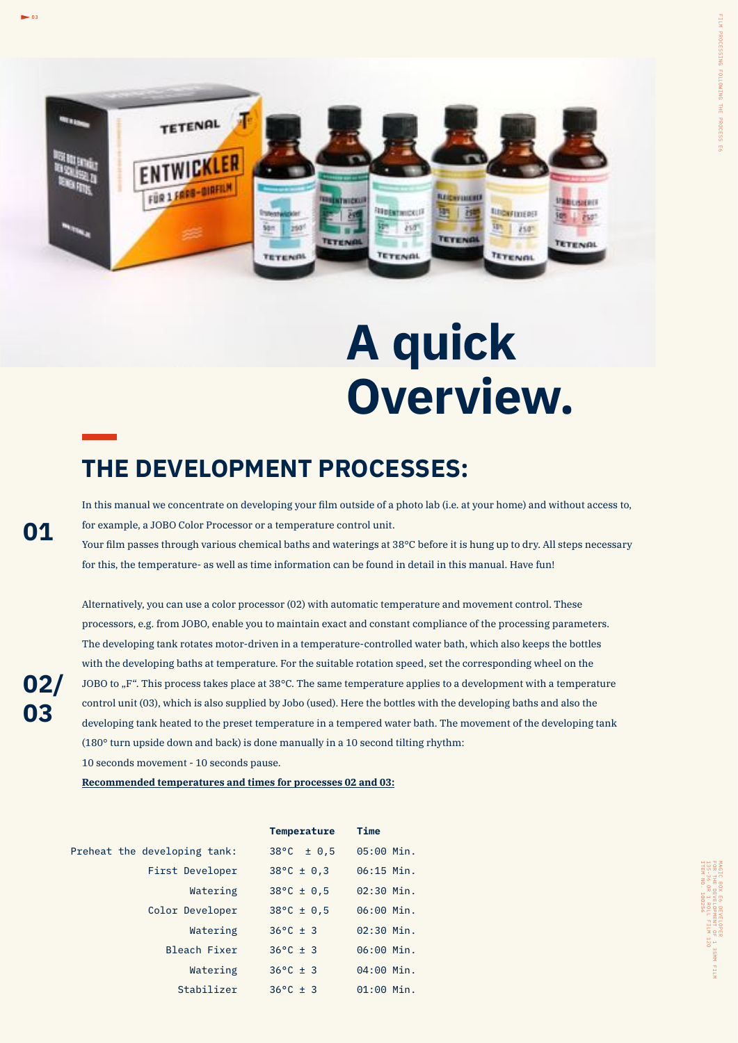# A quick Overview.

## THE DEVELOPMENT PROCESSES:

**01**

In this manual we concentrate on developing your film outside of a photo lab (i.e. at your home) and without access to, for example, a JOBO Color Processor or a temperature control unit.
Your film passes through various chemical baths and waterings at 38°C before it is hung up to dry. All steps necessary for this, the temperature- as well as time information can be found in detail in this manual. Have fun!

**02/03**

Alternatively, you can use a color processor (02) with automatic temperature and movement control. These processors, e.g. from JOBO, enable you to maintain exact and constant compliance of the processing parameters. The developing tank rotates motor-driven in a temperature-controlled water bath, which also keeps the bottles with the developing baths at temperature. For the suitable rotation speed, set the corresponding wheel on the JOBO to „F". This process takes place at 38°C. The same temperature applies to a development with a temperature control unit (03), which is also supplied by Jobo (used). Here the bottles with the developing baths and also the developing tank heated to the preset temperature in a tempered water bath. The movement of the developing tank (180° turn upside down and back) is done manually in a 10 second tilting rhythm:
10 seconds movement - 10 seconds pause.

**Recommended temperatures and times for processes 02 and 03:**

| | Temperature | Time |
|---:|---|---|
| Preheat the developing tank: | 38°C ± 0,5 | 05:00 Min. |
| First Developer | 38°C ± 0,3 | 06:15 Min. |
| Watering | 38°C ± 0,5 | 02:30 Min. |
| Color Developer | 38°C ± 0,5 | 06:00 Min. |
| Watering | 36°C ± 3 | 02:30 Min. |
| Bleach Fixer | 36°C ± 3 | 06:00 Min. |
| Watering | 36°C ± 3 | 04:00 Min. |
| Stabilizer | 36°C ± 3 | 01:00 Min. |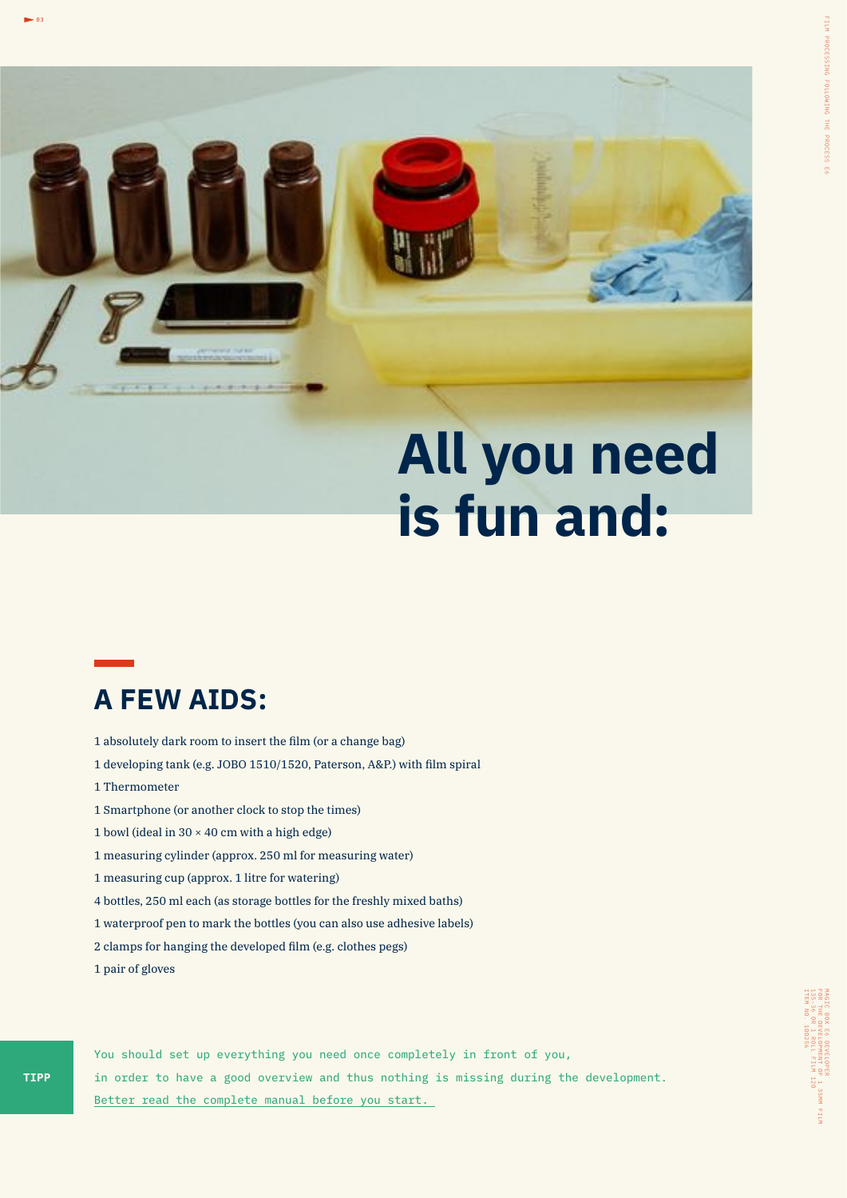# All you need is fun and:

## A FEW AIDS:

1 absolutely dark room to insert the film (or a change bag)
1 developing tank (e.g. JOBO 1510/1520, Paterson, A&P.) with film spiral
1 Thermometer
1 Smartphone (or another clock to stop the times)
1 bowl (ideal in 30 × 40 cm with a high edge)
1 measuring cylinder (approx. 250 ml for measuring water)
1 measuring cup (approx. 1 litre for watering)
4 bottles, 250 ml each (as storage bottles for the freshly mixed baths)
1 waterproof pen to mark the bottles (you can also use adhesive labels)
2 clamps for hanging the developed film (e.g. clothes pegs)
1 pair of gloves

**TIPP**

You should set up everything you need once completely in front of you, in order to have a good overview and thus nothing is missing during the development. Better read the complete manual before you start.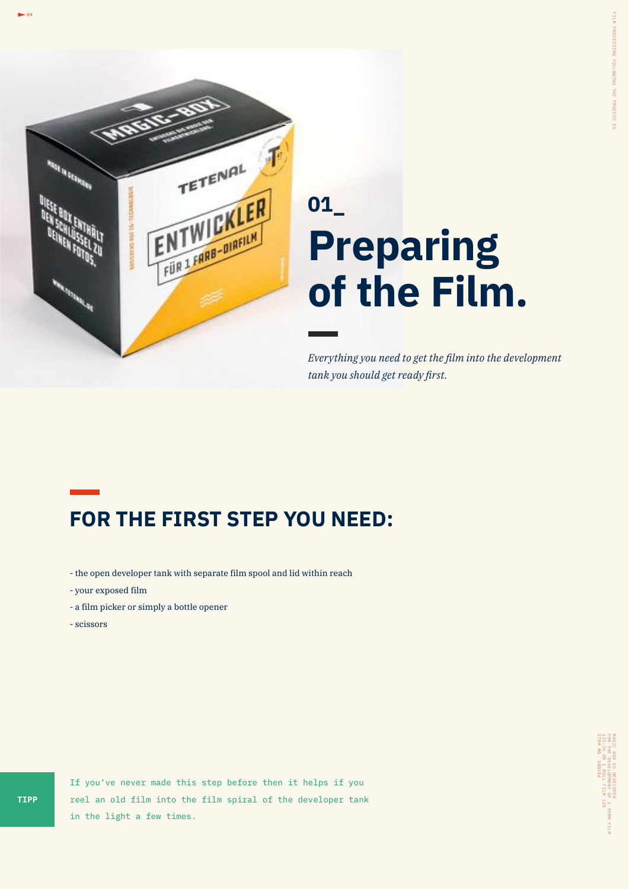# 01_ Preparing of the Film.

*Everything you need to get the film into the development tank you should get ready first.*

## FOR THE FIRST STEP YOU NEED:

- the open developer tank with separate film spool and lid within reach
- your exposed film
- a film picker or simply a bottle opener
- scissors

**TIPP**

If you've never made this step before then it helps if you reel an old film into the film spiral of the developer tank in the light a few times.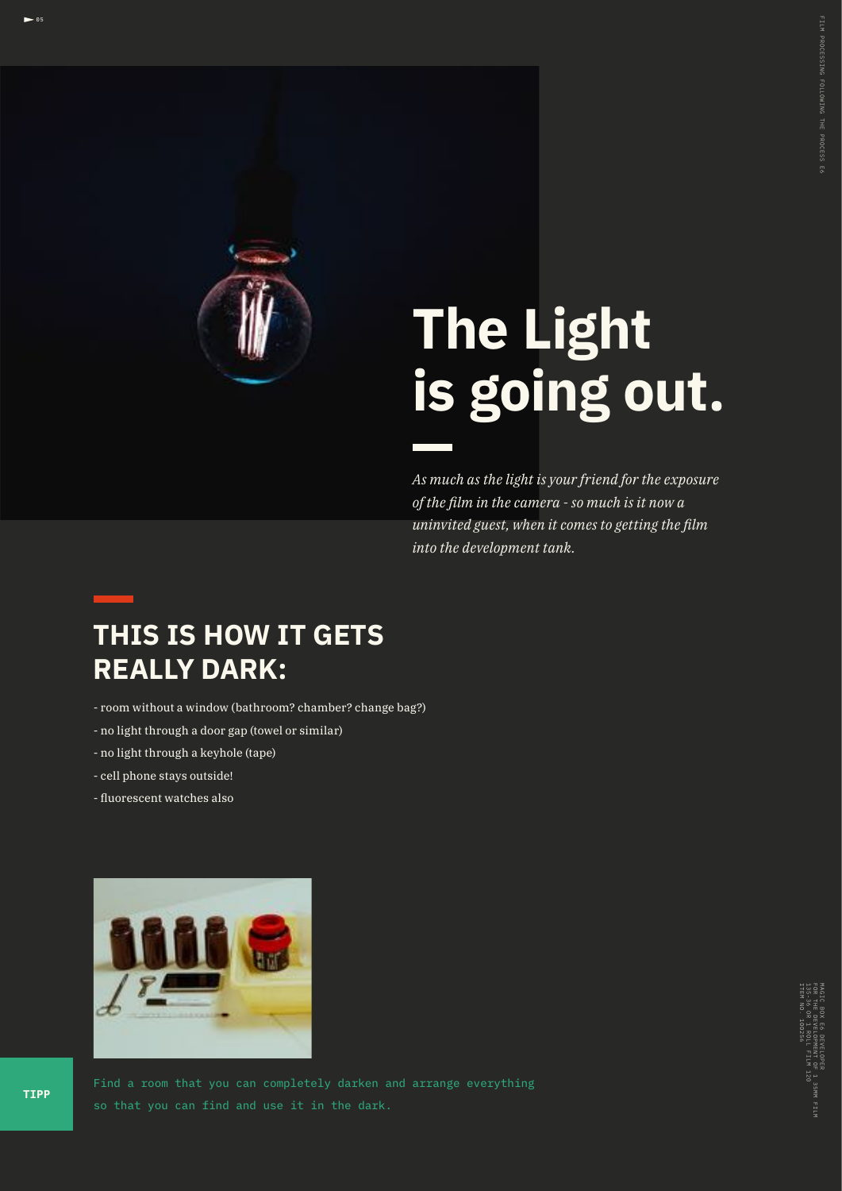# The Light is going out.

*As much as the light is your friend for the exposure of the film in the camera - so much is it now a uninvited guest, when it comes to getting the film into the development tank.*

## THIS IS HOW IT GETS REALLY DARK:

- room without a window (bathroom? chamber? change bag?)
- no light through a door gap (towel or similar)
- no light through a keyhole (tape)
- cell phone stays outside!
- fluorescent watches also

**TIPP**

Find a room that you can completely darken and arrange everything so that you can find and use it in the dark.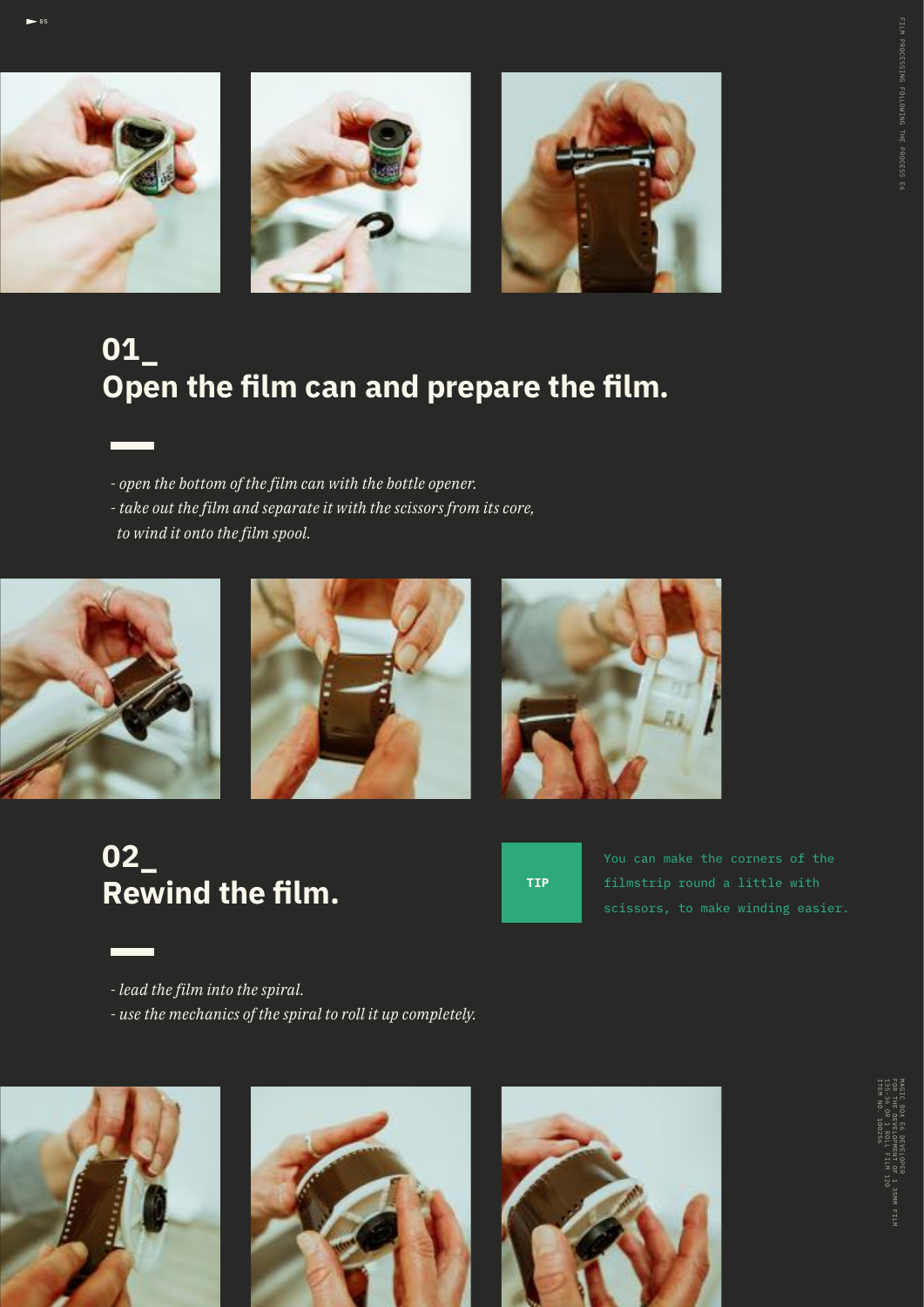## 01_ Open the film can and prepare the film.

*- open the bottom of the film can with the bottle opener.*
*- take out the film and separate it with the scissors from its core, to wind it onto the film spool.*

## 02_ Rewind the film.

**TIP**

You can make the corners of the filmstrip round a little with scissors, to make winding easier.

*- lead the film into the spiral.*
*- use the mechanics of the spiral to roll it up completely.*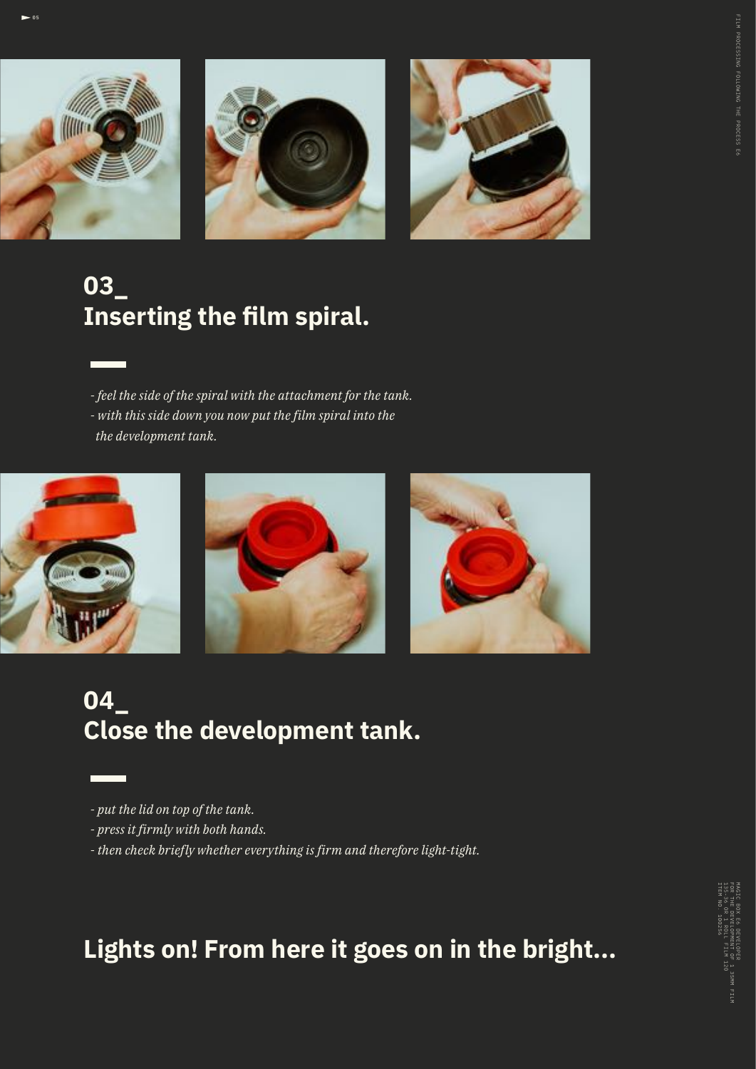## 03_ Inserting the film spiral.

- *feel the side of the spiral with the attachment for the tank.*
- *with this side down you now put the film spiral into the the development tank.*

## 04_ Close the development tank.

- *put the lid on top of the tank.*
- *press it firmly with both hands.*
- *then check briefly whether everything is firm and therefore light-tight.*

## Lights on! From here it goes on in the bright...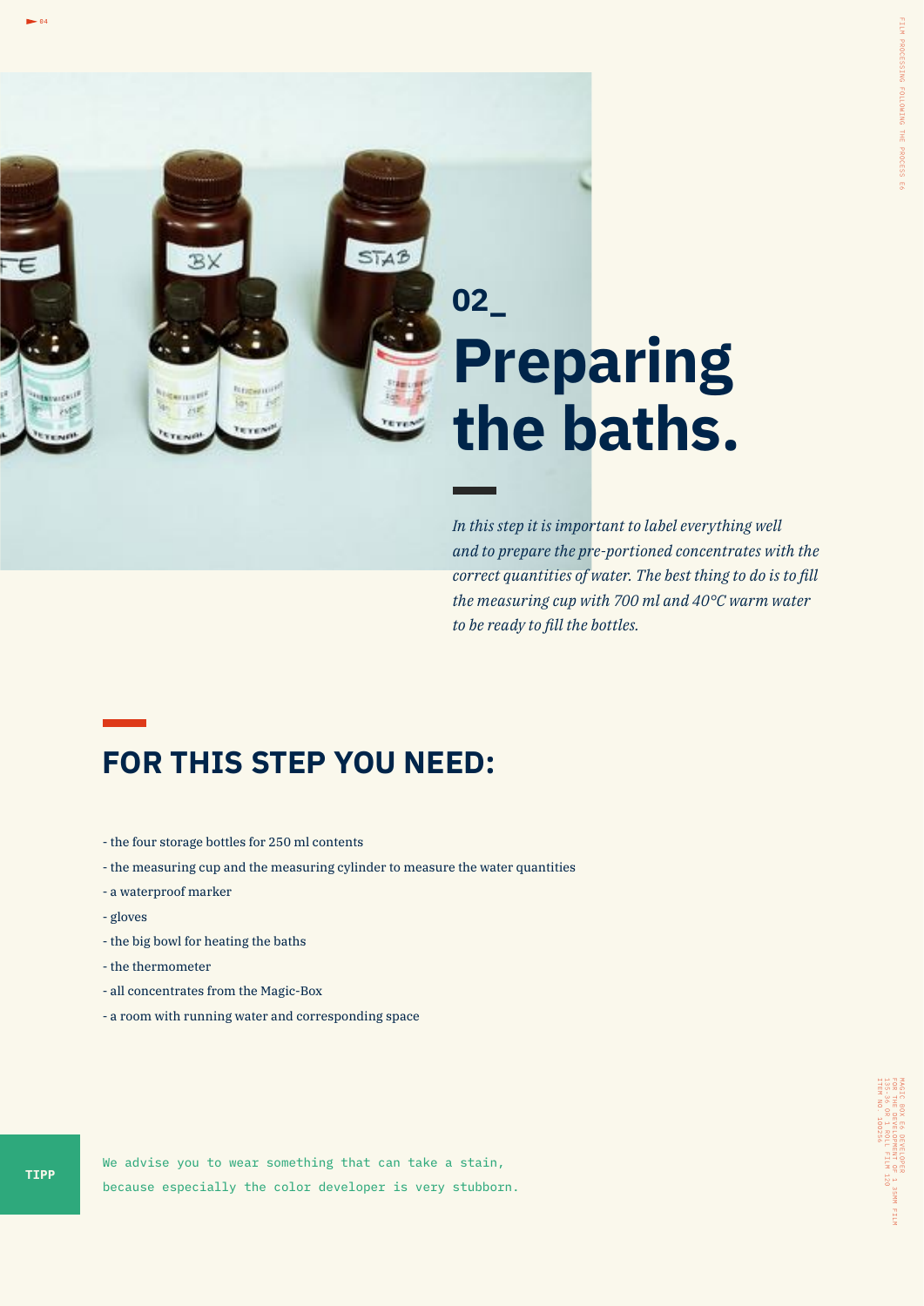## 02_

# Preparing the baths.

*In this step it is important to label everything well and to prepare the pre-portioned concentrates with the correct quantities of water. The best thing to do is to fill the measuring cup with 700 ml and 40°C warm water to be ready to fill the bottles.*

## FOR THIS STEP YOU NEED:

- the four storage bottles for 250 ml contents
- the measuring cup and the measuring cylinder to measure the water quantities
- a waterproof marker
- gloves
- the big bowl for heating the baths
- the thermometer
- all concentrates from the Magic-Box
- a room with running water and corresponding space

**TIPP**

We advise you to wear something that can take a stain, because especially the color developer is very stubborn.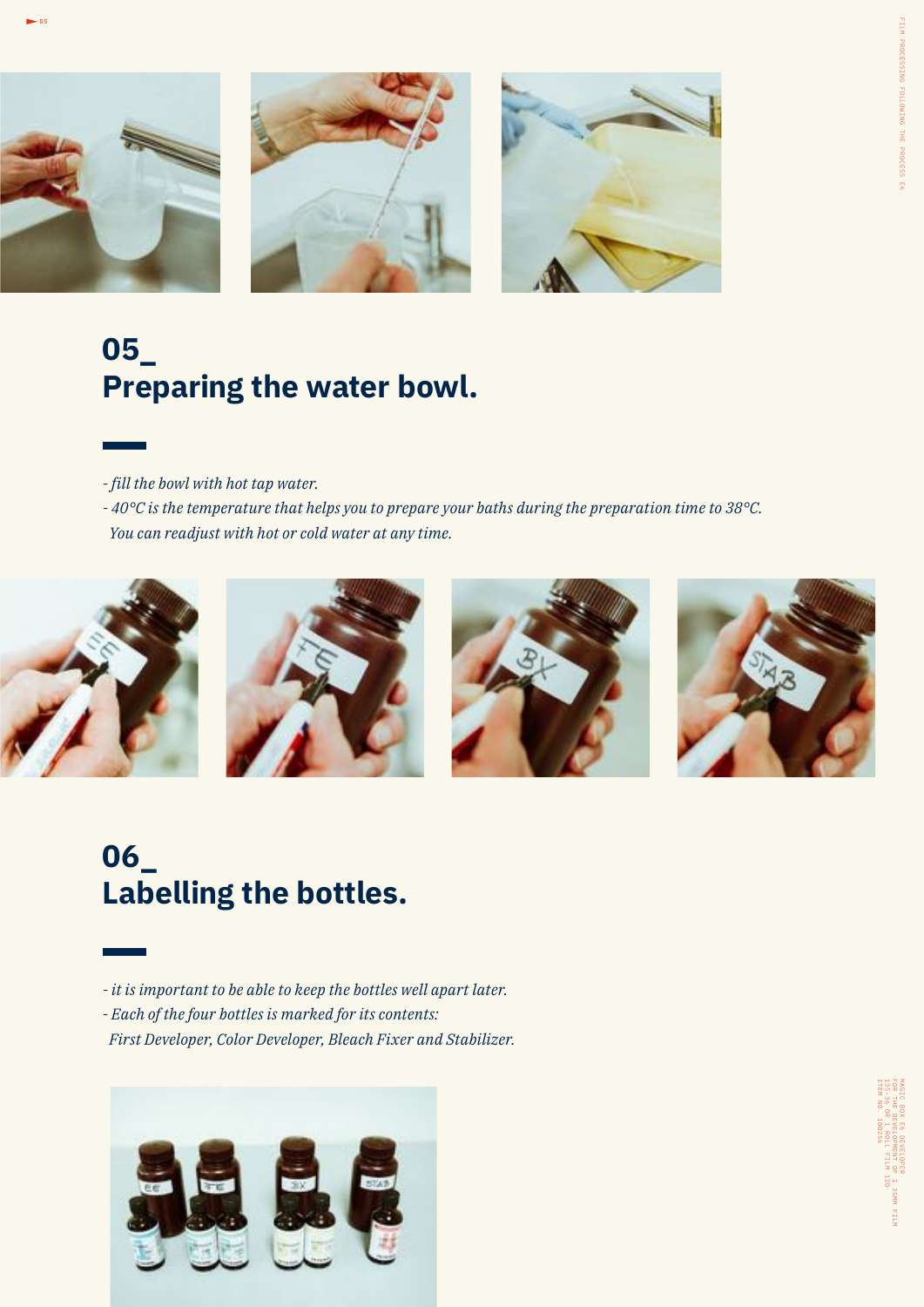## 05_
## Preparing the water bowl.

*- fill the bowl with hot tap water.*
*- 40°C is the temperature that helps you to prepare your baths during the preparation time to 38°C. You can readjust with hot or cold water at any time.*

## 06_
## Labelling the bottles.

*- it is important to be able to keep the bottles well apart later.*
*- Each of the four bottles is marked for its contents: First Developer, Color Developer, Bleach Fixer and Stabilizer.*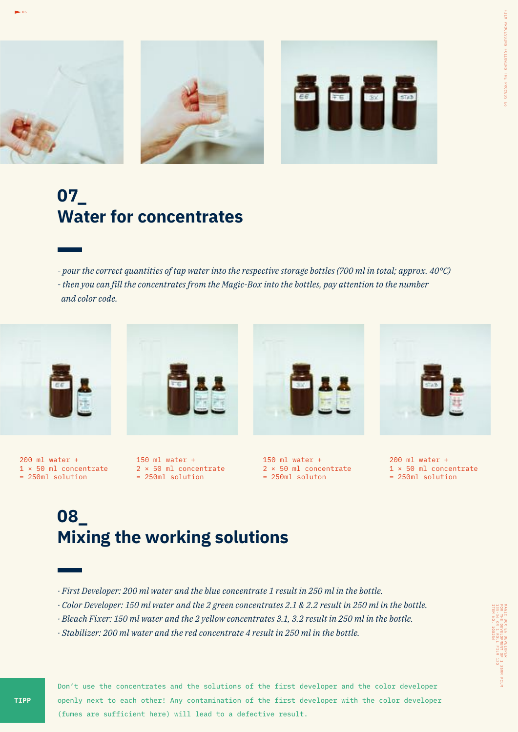## 07_ Water for concentrates

*- pour the correct quantities of tap water into the respective storage bottles (700 ml in total; approx. 40°C)*
*- then you can fill the concentrates from the Magic-Box into the bottles, pay attention to the number and color code.*

200 ml water +
1 × 50 ml concentrate
= 250ml solution

150 ml water +
2 × 50 ml concentrate
= 250ml solution

150 ml water +
2 × 50 ml concentrate
= 250ml soluton

200 ml water +
1 × 50 ml concentrate
= 250ml solution

## 08_ Mixing the working solutions

*· First Developer: 200 ml water and the blue concentrate 1 result in 250 ml in the bottle.*
*· Color Developer: 150 ml water and the 2 green concentrates 2.1 & 2.2 result in 250 ml in the bottle.*
*· Bleach Fixer: 150 ml water and the 2 yellow concentrates 3.1, 3.2 result in 250 ml in the bottle.*
*· Stabilizer: 200 ml water and the red concentrate 4 result in 250 ml in the bottle.*

**TIPP**

Don't use the concentrates and the solutions of the first developer and the color developer openly next to each other! Any contamination of the first developer with the color developer (fumes are sufficient here) will lead to a defective result.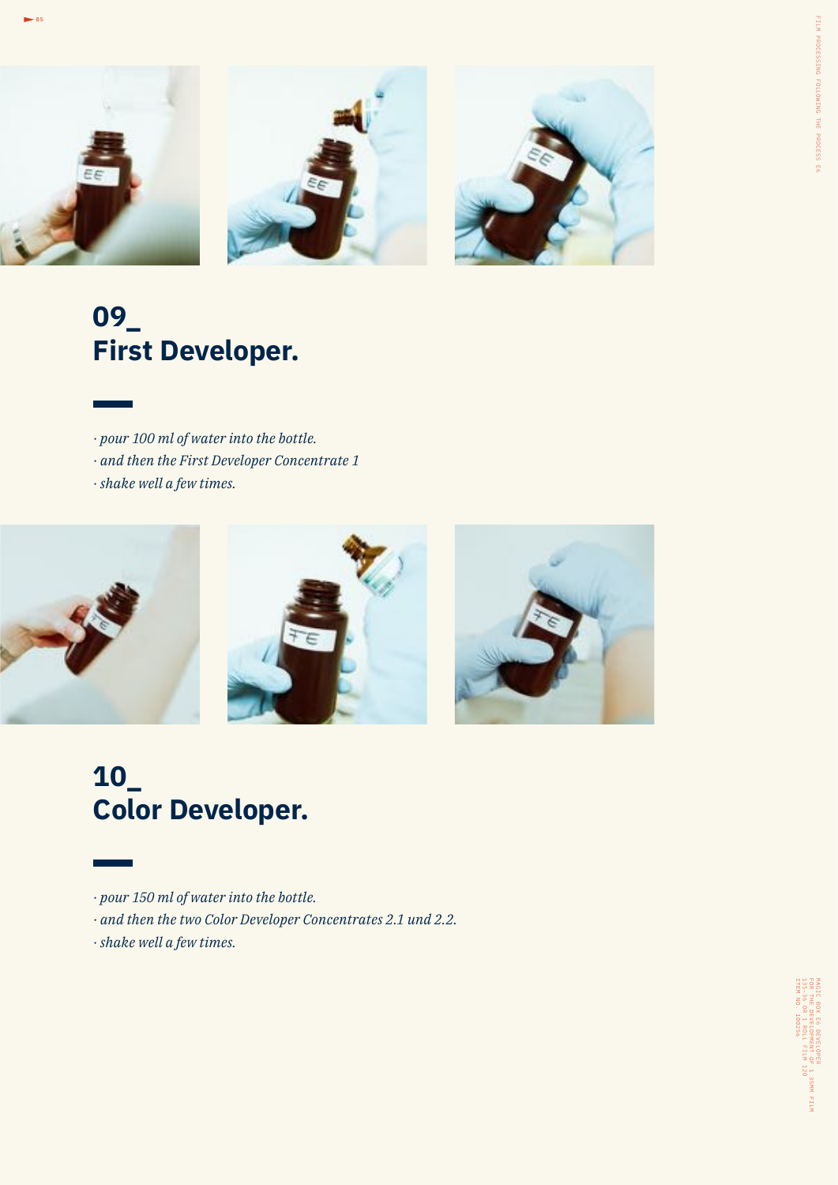## 09_ First Developer.

- *pour 100 ml of water into the bottle.*
- *and then the First Developer Concentrate 1*
- *shake well a few times.*

## 10_ Color Developer.

- *pour 150 ml of water into the bottle.*
- *and then the two Color Developer Concentrates 2.1 und 2.2.*
- *shake well a few times.*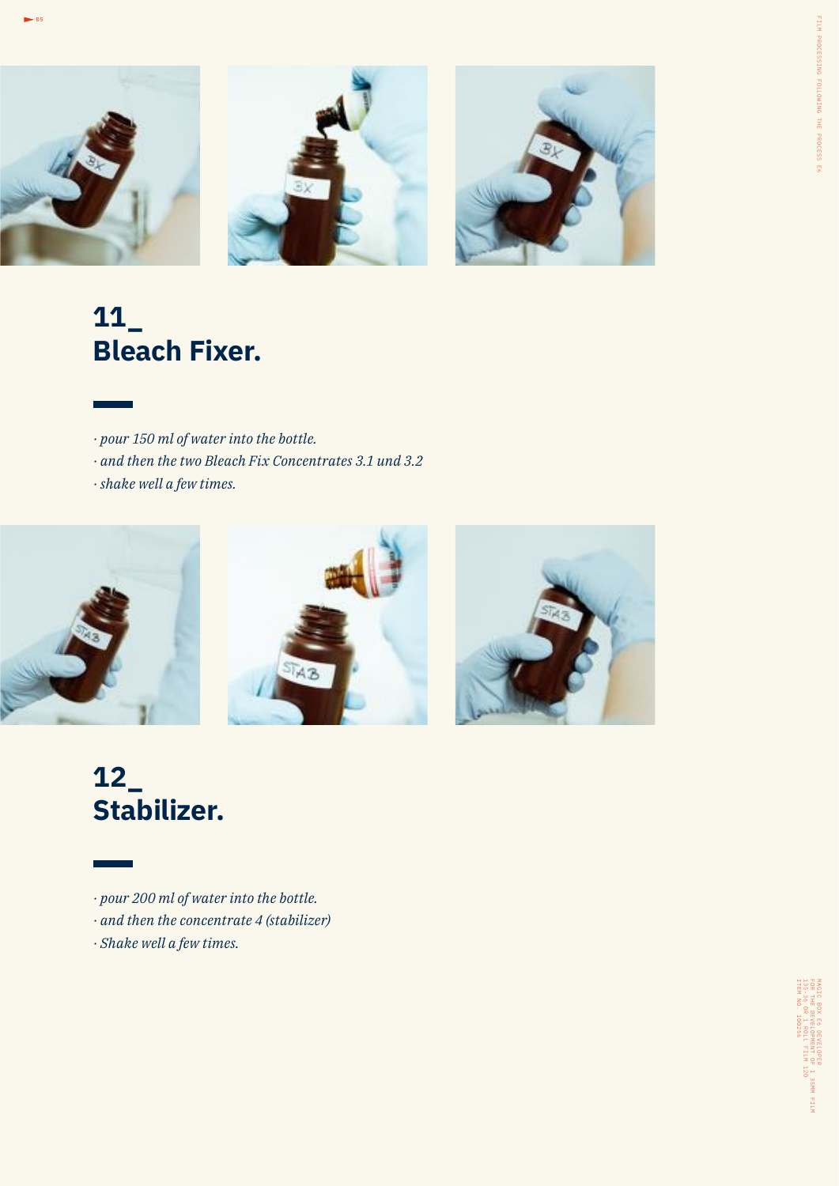## 11_ Bleach Fixer.

- *pour 150 ml of water into the bottle.*
- *and then the two Bleach Fix Concentrates 3.1 und 3.2*
- *shake well a few times.*

## 12_ Stabilizer.

- *pour 200 ml of water into the bottle.*
- *and then the concentrate 4 (stabilizer)*
- *Shake well a few times.*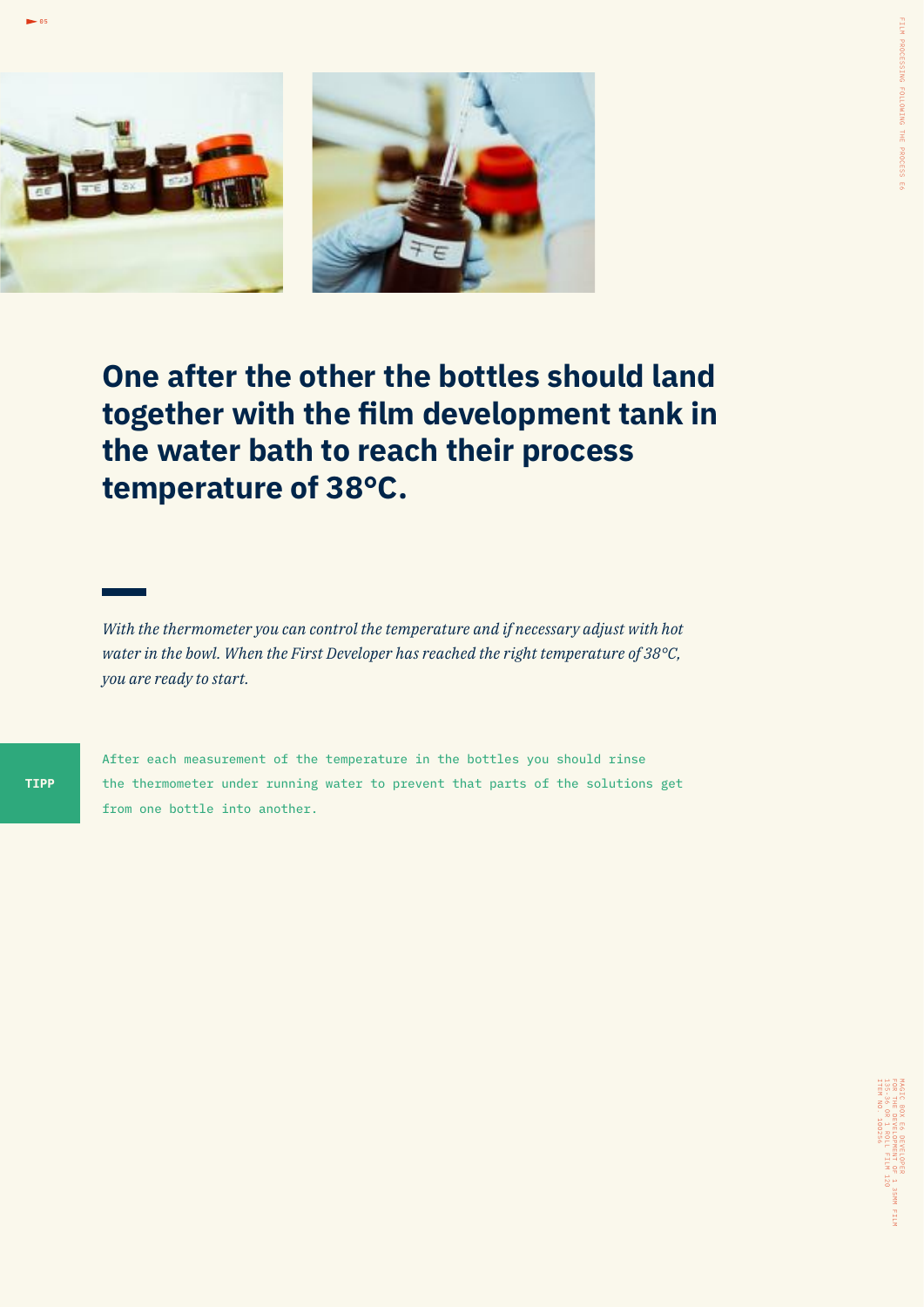## One after the other the bottles should land together with the film development tank in the water bath to reach their process temperature of 38°C.

*With the thermometer you can control the temperature and if necessary adjust with hot water in the bowl. When the First Developer has reached the right temperature of 38°C, you are ready to start.*

**TIPP**

After each measurement of the temperature in the bottles you should rinse the thermometer under running water to prevent that parts of the solutions get from one bottle into another.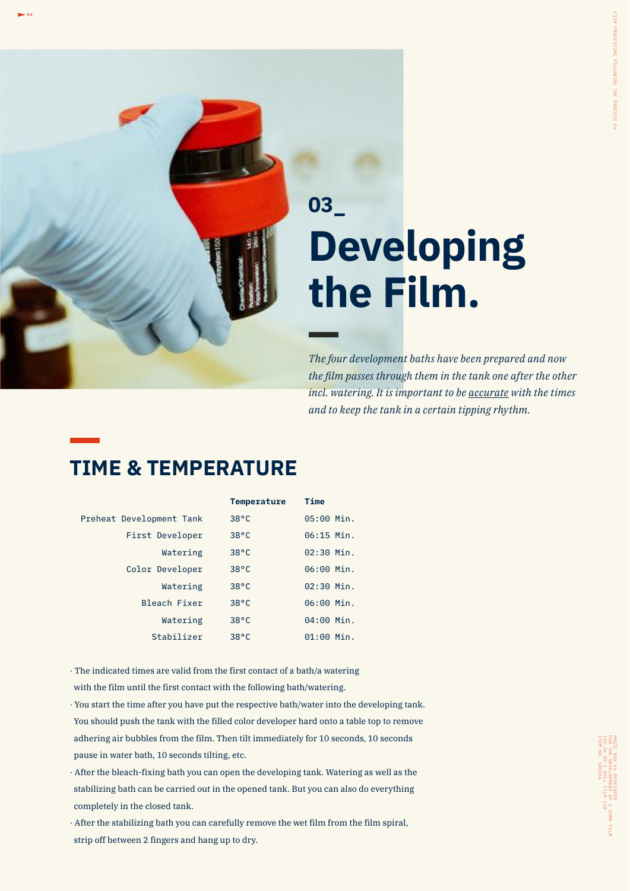# 03_ Developing the Film.

*The four development baths have been prepared and now the film passes through them in the tank one after the other incl. watering. It is important to be accurate with the times and to keep the tank in a certain tipping rhythm.*

## TIME & TEMPERATURE

| | Temperature | Time |
|---|---|---|
| Preheat Development Tank | 38°C | 05:00 Min. |
| First Developer | 38°C | 06:15 Min. |
| Watering | 38°C | 02:30 Min. |
| Color Developer | 38°C | 06:00 Min. |
| Watering | 38°C | 02:30 Min. |
| Bleach Fixer | 38°C | 06:00 Min. |
| Watering | 38°C | 04:00 Min. |
| Stabilizer | 38°C | 01:00 Min. |

- The indicated times are valid from the first contact of a bath/a watering with the film until the first contact with the following bath/watering.
- You start the time after you have put the respective bath/water into the developing tank. You should push the tank with the filled color developer hard onto a table top to remove adhering air bubbles from the film. Then tilt immediately for 10 seconds, 10 seconds pause in water bath, 10 seconds tilting, etc.
- After the bleach-fixing bath you can open the developing tank. Watering as well as the stabilizing bath can be carried out in the opened tank. But you can also do everything completely in the closed tank.
- After the stabilizing bath you can carefully remove the wet film from the film spiral, strip off between 2 fingers and hang up to dry.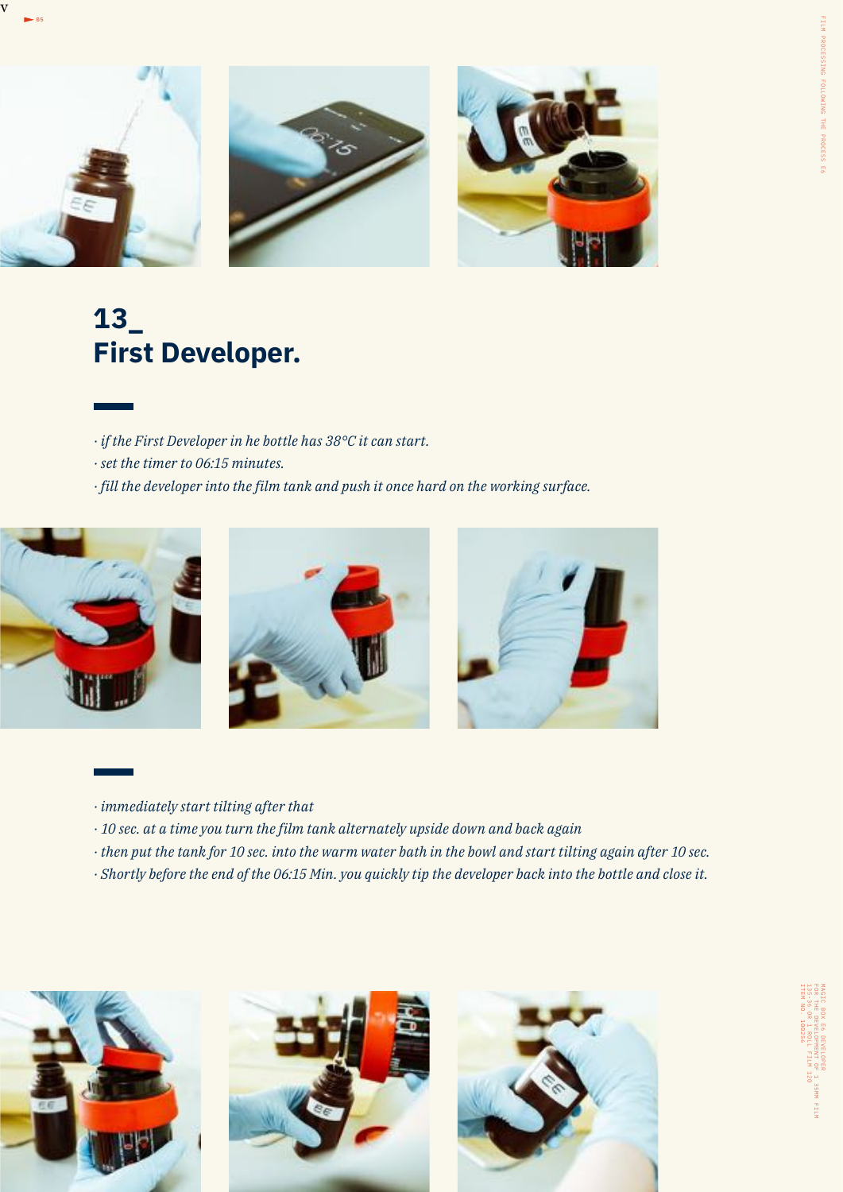## 13_
## First Developer.

- *if the First Developer in he bottle has 38°C it can start.*
- *set the timer to 06:15 minutes.*
- *fill the developer into the film tank and push it once hard on the working surface.*

- *immediately start tilting after that*
- *10 sec. at a time you turn the film tank alternately upside down and back again*
- *then put the tank for 10 sec. into the warm water bath in the bowl and start tilting again after 10 sec.*
- *Shortly before the end of the 06:15 Min. you quickly tip the developer back into the bottle and close it.*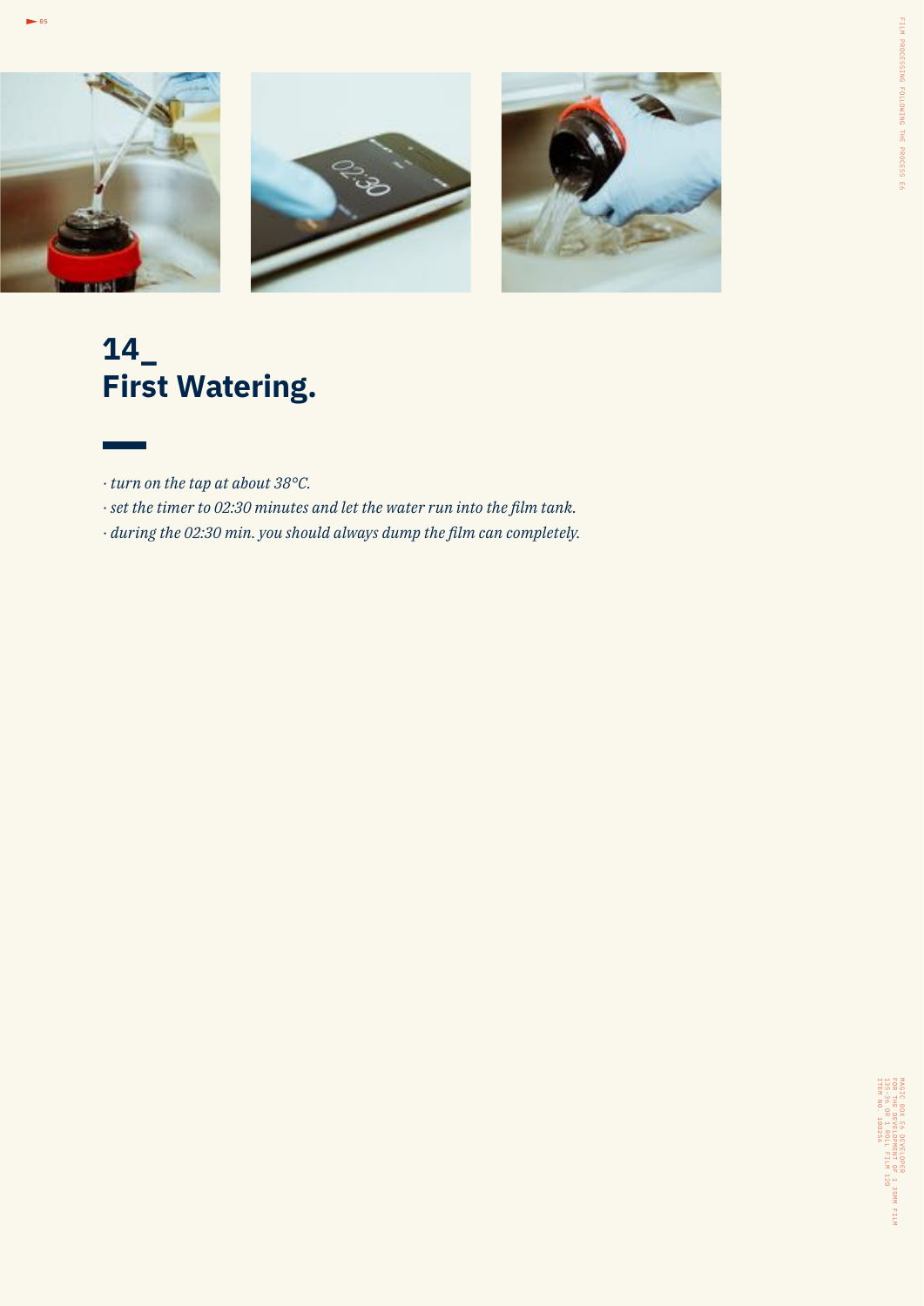## 14_ First Watering.

- *turn on the tap at about 38°C.*
- *set the timer to 02:30 minutes and let the water run into the film tank.*
- *during the 02:30 min. you should always dump the film can completely.*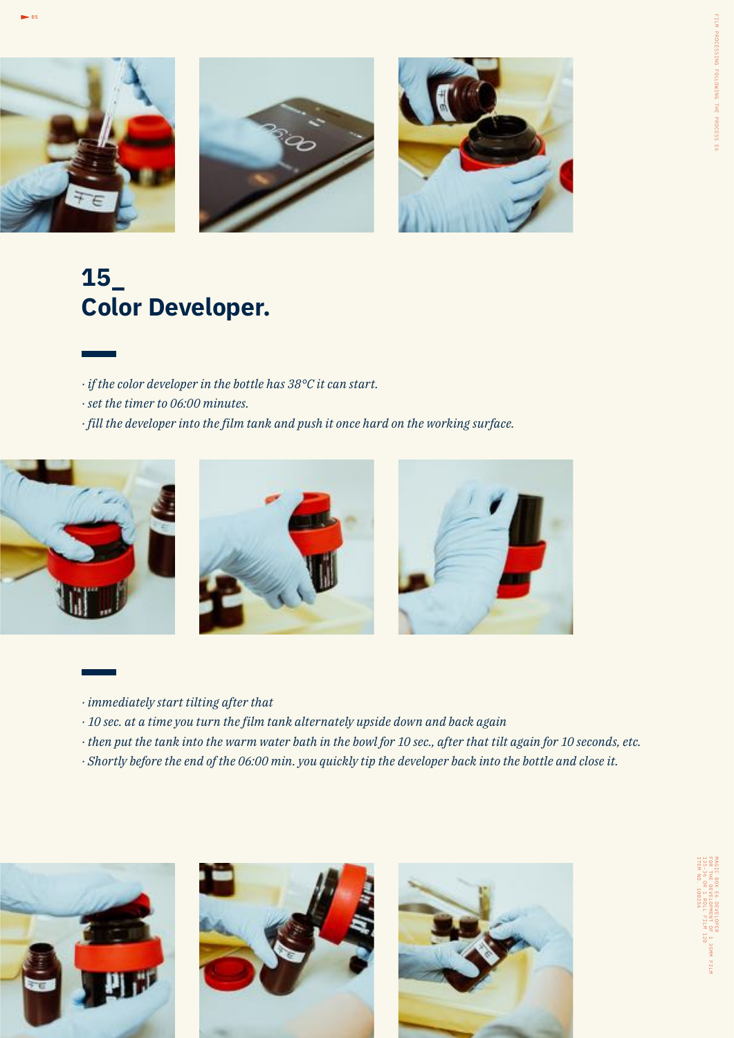## 15_ Color Developer.

· *if the color developer in the bottle has 38°C it can start.*
· *set the timer to 06:00 minutes.*
· *fill the developer into the film tank and push it once hard on the working surface.*

· *immediately start tilting after that*
· *10 sec. at a time you turn the film tank alternately upside down and back again*
· *then put the tank into the warm water bath in the bowl for 10 sec., after that tilt again for 10 seconds, etc.*
· *Shortly before the end of the 06:00 min. you quickly tip the developer back into the bottle and close it.*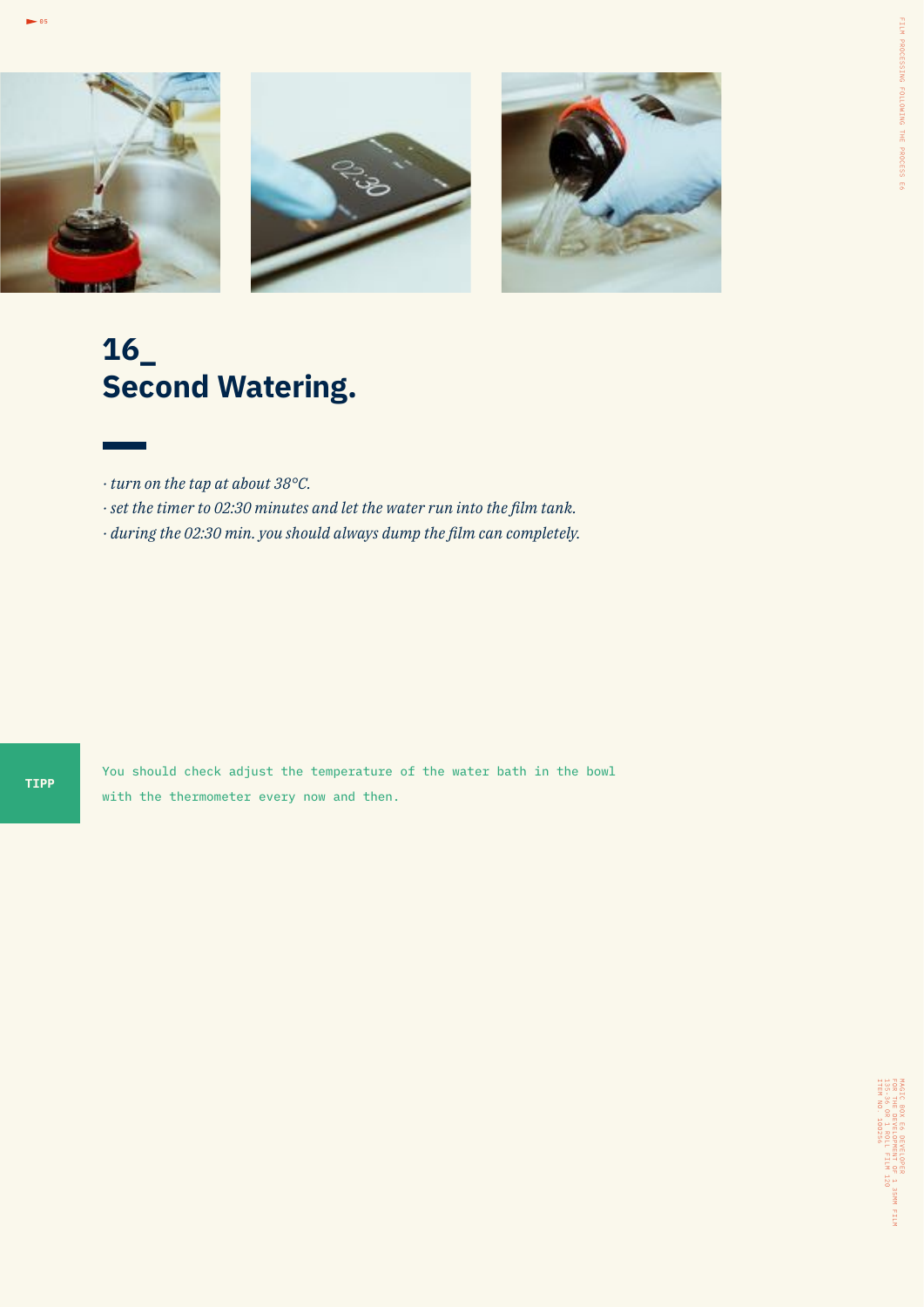# 16_
# Second Watering.

- *turn on the tap at about 38°C.*
- *set the timer to 02:30 minutes and let the water run into the film tank.*
- *during the 02:30 min. you should always dump the film can completely.*

**TIPP**

You should check adjust the temperature of the water bath in the bowl with the thermometer every now and then.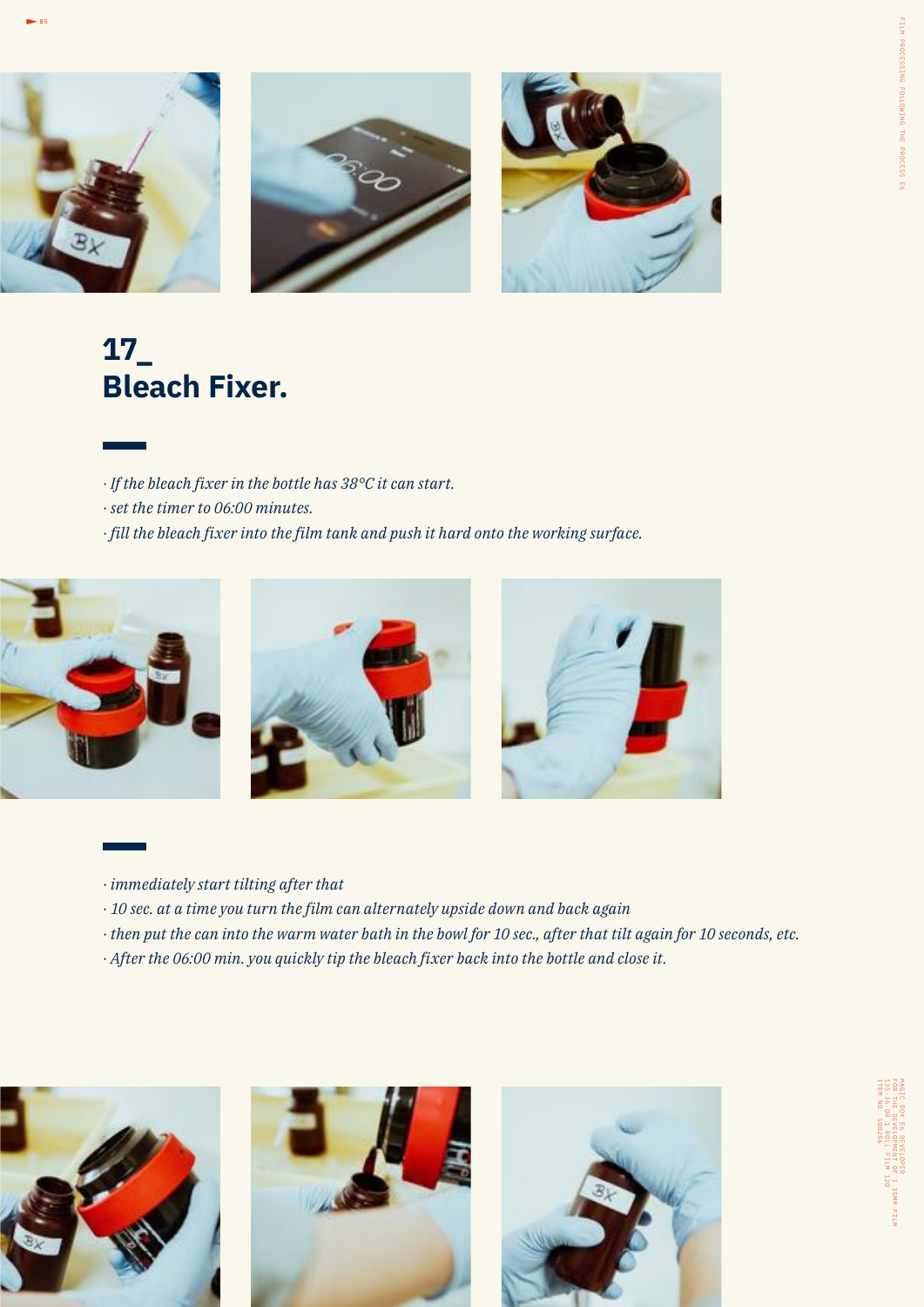## 17_ Bleach Fixer.

*· If the bleach fixer in the bottle has 38°C it can start.*
*· set the timer to 06:00 minutes.*
*· fill the bleach fixer into the film tank and push it hard onto the working surface.*

*· immediately start tilting after that*
*· 10 sec. at a time you turn the film can alternately upside down and back again*
*· then put the can into the warm water bath in the bowl for 10 sec., after that tilt again for 10 seconds, etc.*
*· After the 06:00 min. you quickly tip the bleach fixer back into the bottle and close it.*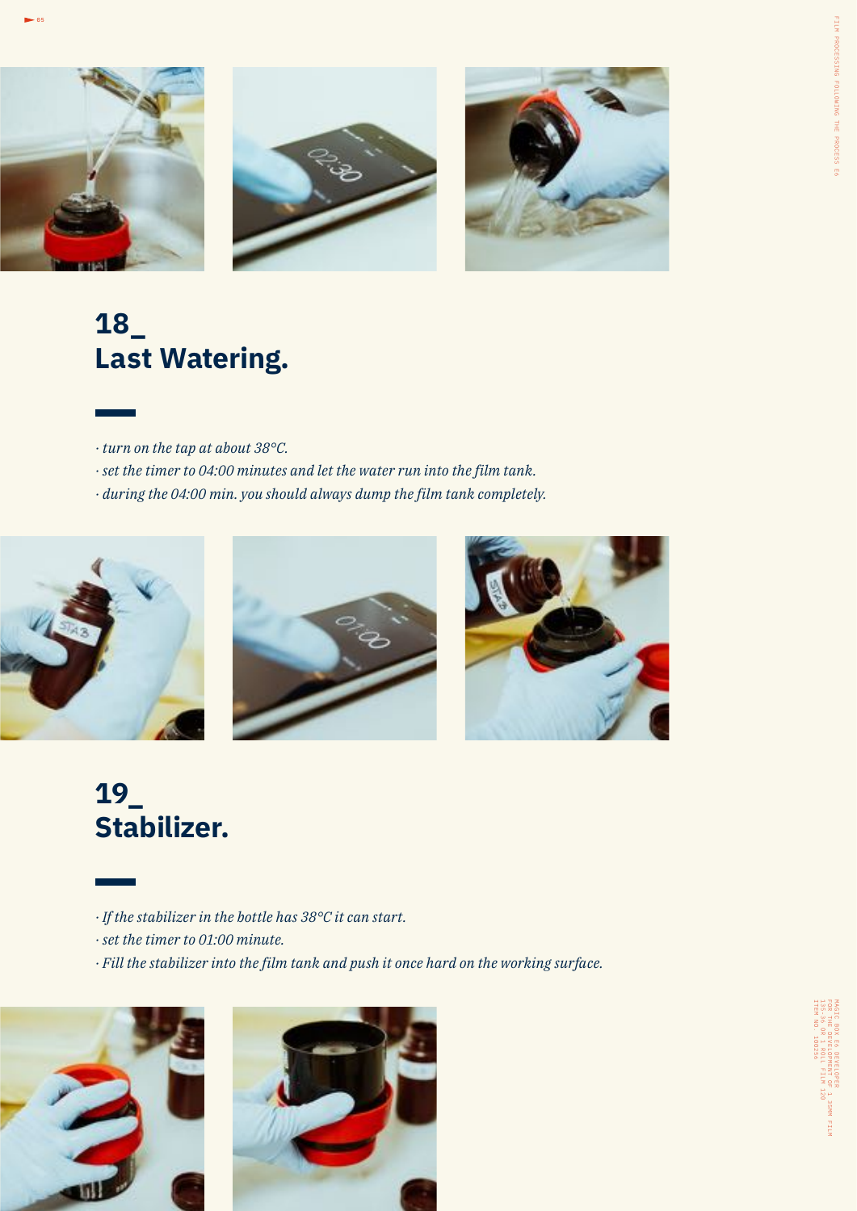## 18_ Last Watering.

- turn on the tap at about 38°C.
- set the timer to 04:00 minutes and let the water run into the film tank.
- during the 04:00 min. you should always dump the film tank completely.

## 19_ Stabilizer.

- If the stabilizer in the bottle has 38°C it can start.
- set the timer to 01:00 minute.
- Fill the stabilizer into the film tank and push it once hard on the working surface.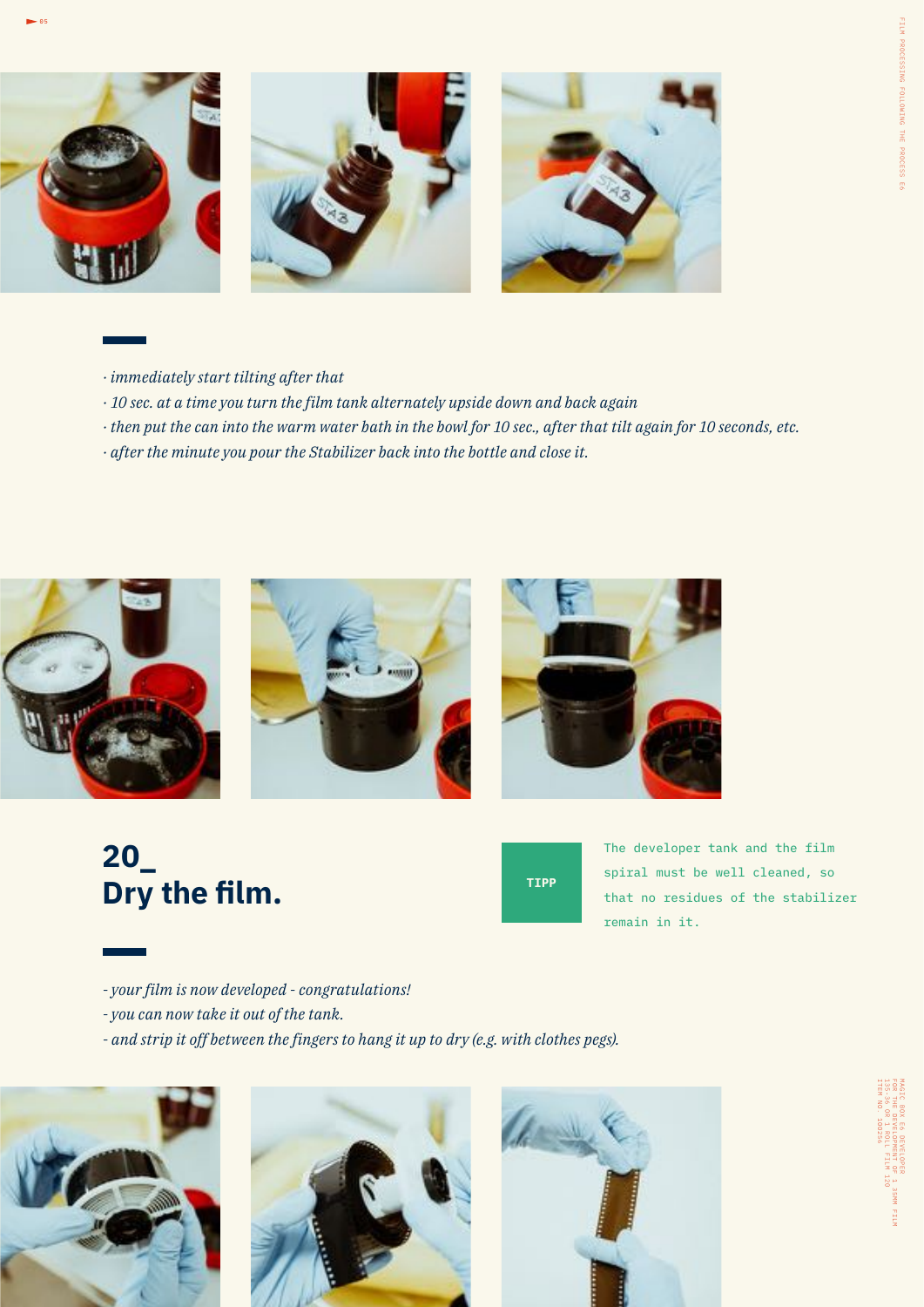· *immediately start tilting after that*
· *10 sec. at a time you turn the film tank alternately upside down and back again*
· *then put the can into the warm water bath in the bowl for 10 sec., after that tilt again for 10 seconds, etc.*
· *after the minute you pour the Stabilizer back into the bottle and close it.*

## 20_ Dry the film.

**TIPP**

The developer tank and the film spiral must be well cleaned, so that no residues of the stabilizer remain in it.

- *your film is now developed - congratulations!*
- *you can now take it out of the tank.*
- *and strip it off between the fingers to hang it up to dry (e.g. with clothes pegs).*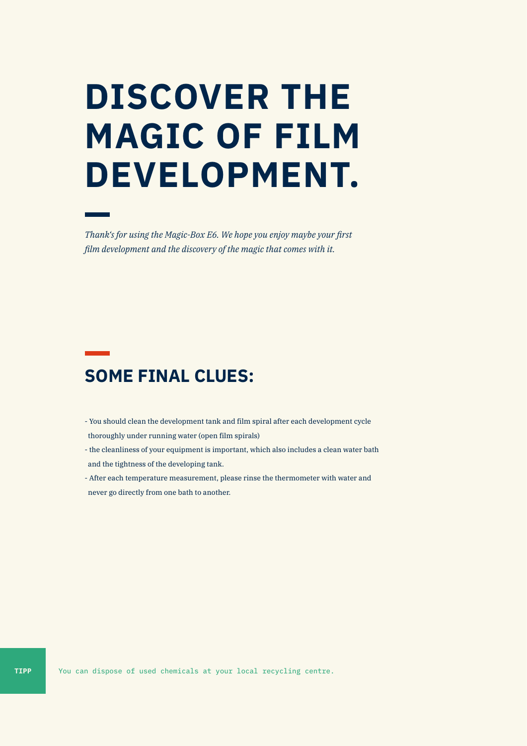# DISCOVER THE MAGIC OF FILM DEVELOPMENT.

*Thank's for using the Magic-Box E6. We hope you enjoy maybe your first film development and the discovery of the magic that comes with it.*

## SOME FINAL CLUES:

- You should clean the development tank and film spiral after each development cycle thoroughly under running water (open film spirals)
- the cleanliness of your equipment is important, which also includes a clean water bath and the tightness of the developing tank.
- After each temperature measurement, please rinse the thermometer with water and never go directly from one bath to another.

**TIPP** You can dispose of used chemicals at your local recycling centre.